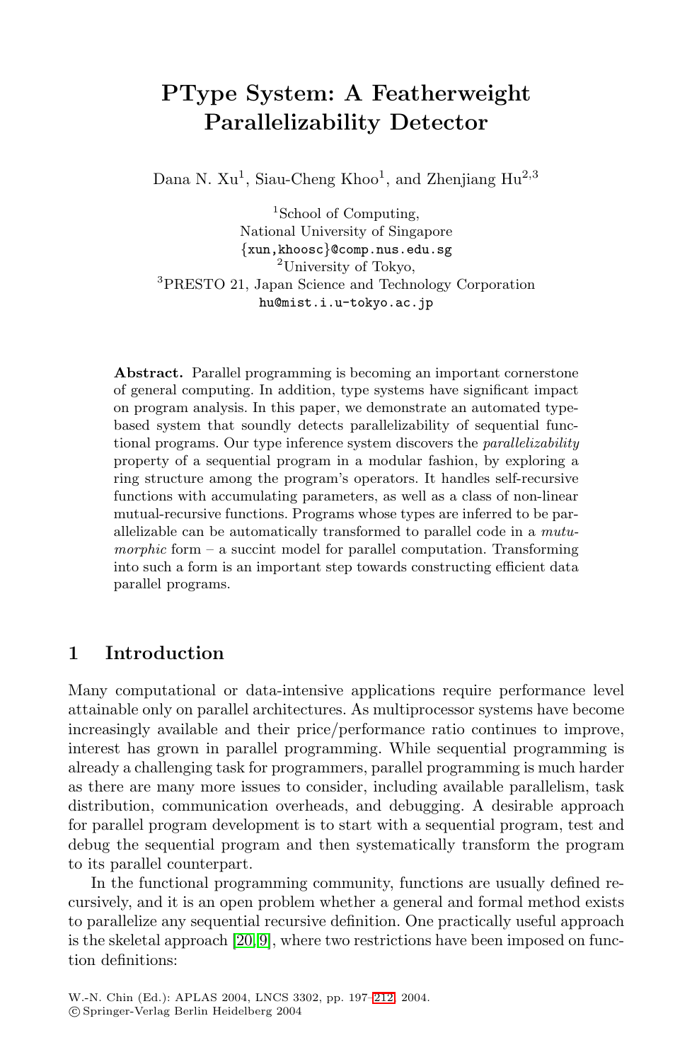# PType System: A Featherweight Parallelizability Detector

Dana N. Xu[1], Siau-Cheng Khoo[1], and Zhenjiang Hu[2,3]

[1]School of Computing,
National University of Singapore
{xun,khoosc}@comp.nus.edu.sg
[2]University of Tokyo,
[3]PRESTO 21, Japan Science and Technology Corporation
hu@mist.i.u-tokyo.ac.jp

**Abstract.** Parallel programming is becoming an important cornerstone of general computing. In addition, type systems have significant impact on program analysis. In this paper, we demonstrate an automated type-based system that soundly detects parallelizability of sequential functional programs. Our type inference system discovers the *parallelizability* property of a sequential program in a modular fashion, by exploring a ring structure among the program's operators. It handles self-recursive functions with accumulating parameters, as well as a class of non-linear mutual-recursive functions. Programs whose types are inferred to be parallelizable can be automatically transformed to parallel code in a *mutumorphic* form – a succint model for parallel computation. Transforming into such a form is an important step towards constructing efficient data parallel programs.

## 1 Introduction

Many computational or data-intensive applications require performance level attainable only on parallel architectures. As multiprocessor systems have become increasingly available and their price/performance ratio continues to improve, interest has grown in parallel programming. While sequential programming is already a challenging task for programmers, parallel programming is much harder as there are many more issues to consider, including available parallelism, task distribution, communication overheads, and debugging. A desirable approach for parallel program development is to start with a sequential program, test and debug the sequential program and then systematically transform the program to its parallel counterpart.

In the functional programming community, functions are usually defined recursively, and it is an open problem whether a general and formal method exists to parallelize any sequential recursive definition. One practically useful approach is the skeletal approach [20, 9], where two restrictions have been imposed on function definitions:

W.-N. Chin (Ed.): APLAS 2004, LNCS 3302, pp. 197–212, 2004.
© Springer-Verlag Berlin Heidelberg 2004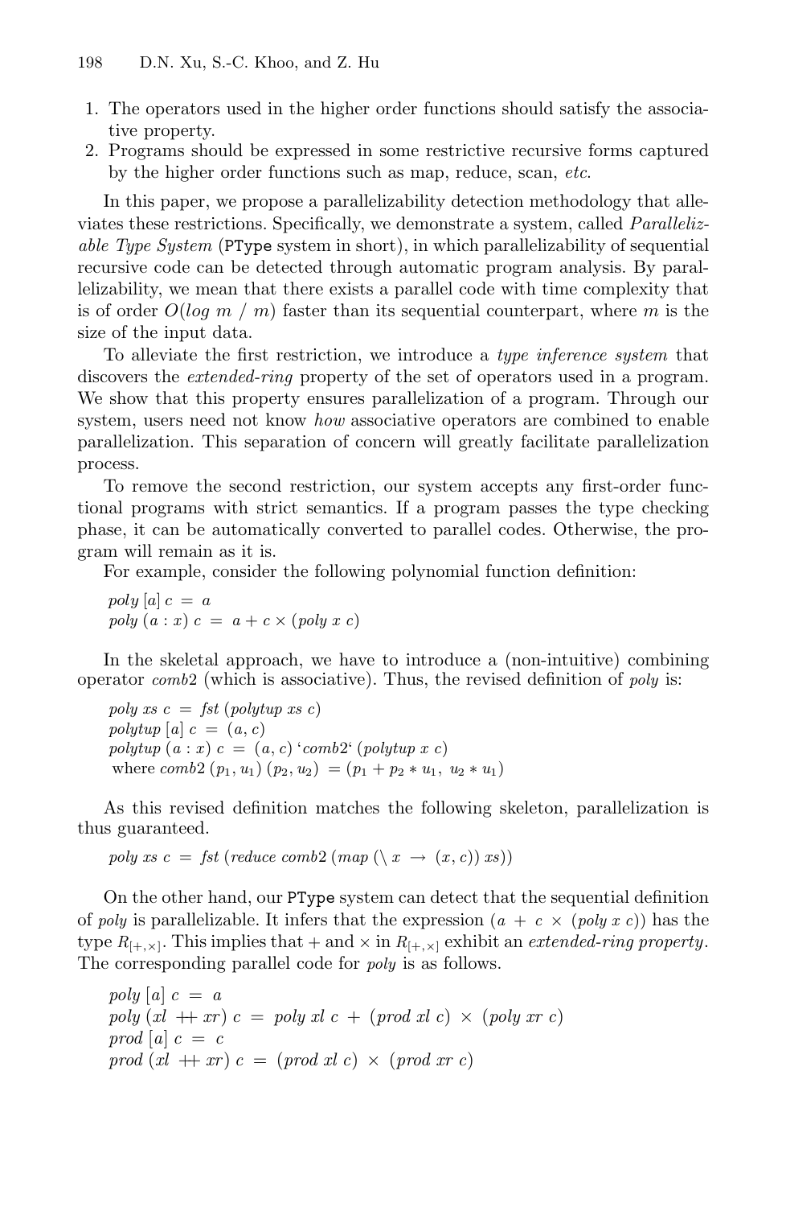1. The operators used in the higher order functions should satisfy the associative property.
2. Programs should be expressed in some restrictive recursive forms captured by the higher order functions such as map, reduce, scan, *etc.*

In this paper, we propose a parallelizability detection methodology that alleviates these restrictions. Specifically, we demonstrate a system, called *Parallelizable Type System* (`PType` system in short), in which parallelizability of sequential recursive code can be detected through automatic program analysis. By parallelizability, we mean that there exists a parallel code with time complexity that is of order $O(log\ m\ /\ m)$ faster than its sequential counterpart, where $m$ is the size of the input data.

To alleviate the first restriction, we introduce a *type inference system* that discovers the *extended-ring* property of the set of operators used in a program. We show that this property ensures parallelization of a program. Through our system, users need not know *how* associative operators are combined to enable parallelization. This separation of concern will greatly facilitate parallelization process.

To remove the second restriction, our system accepts any first-order functional programs with strict semantics. If a program passes the type checking phase, it can be automatically converted to parallel codes. Otherwise, the program will remain as it is.

For example, consider the following polynomial function definition:

$$
\begin{aligned}
&poly\ [a]\ c\ =\ a\\
&poly\ (a : x)\ c\ =\ a + c \times (poly\ x\ c)
\end{aligned}
$$

In the skeletal approach, we have to introduce a (non-intuitive) combining operator $comb2$ (which is associative). Thus, the revised definition of $poly$ is:

$$
\begin{aligned}
&poly\ xs\ c\ =\ fst\ (polytup\ xs\ c)\\
&polytup\ [a]\ c\ =\ (a, c)\\
&polytup\ (a : x)\ c\ =\ (a, c)\ `comb2`\ (polytup\ x\ c)\\
&\ \text{where } comb2\ (p_1, u_1)\ (p_2, u_2)\ =(p_1 + p_2 * u_1,\ u_2 * u_1)
\end{aligned}
$$

As this revised definition matches the following skeleton, parallelization is thus guaranteed.

$$
poly\ xs\ c\ =\ fst\ (reduce\ comb2\ (map\ (\backslash\ x\ \rightarrow\ (x, c))\ xs))
$$

On the other hand, our `PType` system can detect that the sequential definition of $poly$ is parallelizable. It infers that the expression $(a\ +\ c\ \times\ (poly\ x\ c))$ has the type $R_{[+,\times]}$. This implies that $+$ and $\times$ in $R_{[+,\times]}$ exhibit an *extended-ring property*. The corresponding parallel code for $poly$ is as follows.

$$
\begin{aligned}
&poly\ [a]\ c\ =\ a\\
&poly\ (xl\ +\!\!+\ xr)\ c\ =\ poly\ xl\ c\ +\ (prod\ xl\ c)\ \times\ (poly\ xr\ c)\\
&prod\ [a]\ c\ =\ c\\
&prod\ (xl\ +\!\!+\ xr)\ c\ =\ (prod\ xl\ c)\ \times\ (prod\ xr\ c)
\end{aligned}
$$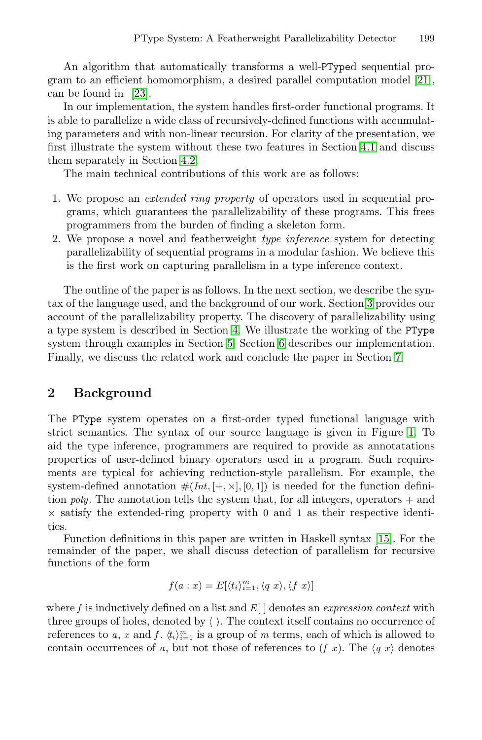An algorithm that automatically transforms a well-PTyped sequential program to an efficient homomorphism, a desired parallel computation model [21], can be found in [23].

In our implementation, the system handles first-order functional programs. It is able to parallelize a wide class of recursively-defined functions with accumulating parameters and with non-linear recursion. For clarity of the presentation, we first illustrate the system without these two features in Section 4.1 and discuss them separately in Section 4.2.

The main technical contributions of this work are as follows:

1. We propose an *extended ring property* of operators used in sequential programs, which guarantees the parallelizability of these programs. This frees programmers from the burden of finding a skeleton form.
2. We propose a novel and featherweight *type inference* system for detecting parallelizability of sequential programs in a modular fashion. We believe this is the first work on capturing parallelism in a type inference context.

The outline of the paper is as follows. In the next section, we describe the syntax of the language used, and the background of our work. Section 3 provides our account of the parallelizability property. The discovery of parallelizability using a type system is described in Section 4. We illustrate the working of the PType system through examples in Section 5. Section 6 describes our implementation. Finally, we discuss the related work and conclude the paper in Section 7.

## 2 Background

The PType system operates on a first-order typed functional language with strict semantics. The syntax of our source language is given in Figure 1. To aid the type inference, programmers are required to provide as annotatations properties of user-defined binary operators used in a program. Such requirements are typical for achieving reduction-style parallelism. For example, the system-defined annotation $\#(Int, [+, \times], [0, 1])$ is needed for the function definition *poly*. The annotation tells the system that, for all integers, operators $+$ and $\times$ satisfy the extended-ring property with $0$ and $1$ as their respective identities.

Function definitions in this paper are written in Haskell syntax [15]. For the remainder of the paper, we shall discuss detection of parallelism for recursive functions of the form

$$f(a : x) = E[\langle t_i \rangle_{i=1}^{m}, \langle q\ x \rangle, \langle f\ x \rangle]$$

where $f$ is inductively defined on a list and $E[\,]$ denotes an *expression context* with three groups of holes, denoted by $\langle\ \rangle$. The context itself contains no occurrence of references to $a$, $x$ and $f$. $\langle t_i \rangle_{i=1}^{m}$ is a group of $m$ terms, each of which is allowed to contain occurrences of $a$, but not those of references to $(f\ x)$. The $\langle q\ x \rangle$ denotes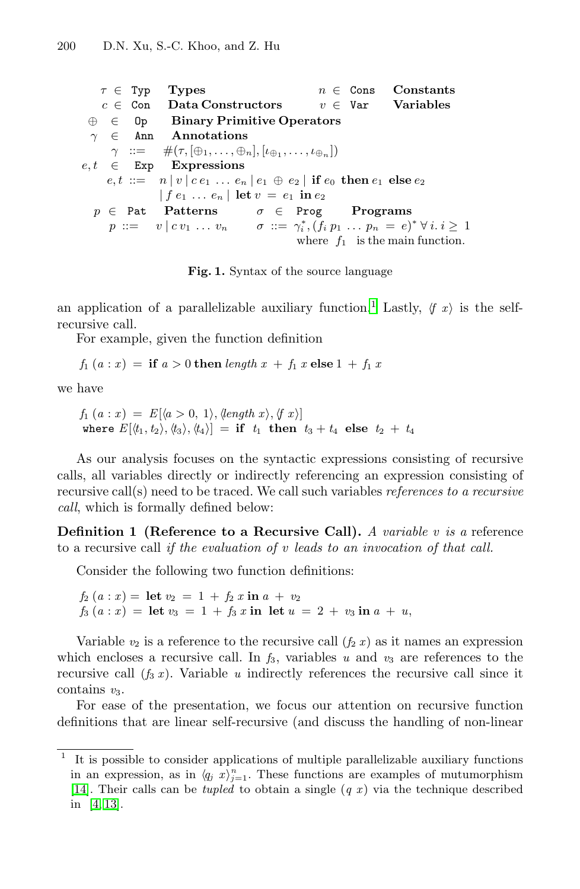$$
\begin{array}{llll}
\tau \in \texttt{Typ} & \textbf{Types} & n \in \texttt{Cons} & \textbf{Constants} \\
c \in \texttt{Con} & \textbf{Data Constructors} & v \in \texttt{Var} & \textbf{Variables} \\
\oplus \in \texttt{Op} & \textbf{Binary Primitive Operators} & & \\
\gamma \in \texttt{Ann} & \textbf{Annotations} & & \\
\gamma ::= & \#(\tau, [\oplus_1, \ldots, \oplus_n], [\iota_{\oplus_1}, \ldots, \iota_{\oplus_n}]) & & \\
e, t \in \texttt{Exp} & \textbf{Expressions} & & \\
e, t ::= & n \mid v \mid c\, e_1 \ldots e_n \mid e_1 \oplus e_2 \mid \textbf{if } e_0 \textbf{ then } e_1 \textbf{ else } e_2 & & \\
 & \mid f\, e_1 \ldots e_n \mid \textbf{let } v = e_1 \textbf{ in } e_2 & & \\
p \in \texttt{Pat} & \textbf{Patterns} & \sigma \in \texttt{Prog} & \textbf{Programs} \\
p ::= & v \mid c\, v_1 \ldots v_n & \sigma ::= & \gamma_i^*, (f_i\, p_1 \ldots p_n = e)^* \; \forall\, i.\, i \geq 1 \\
 & & & \text{where } f_1 \text{ is the main function.}
\end{array}
$$

**Fig. 1.** Syntax of the source language

an application of a parallelizable auxiliary function.[1] Lastly, $\langle f\ x \rangle$ is the self-recursive call.

For example, given the function definition

$$f_1\,(a : x) \;=\; \textbf{if } a > 0 \textbf{ then } \mathit{length}\ x \;+\; f_1\ x \textbf{ else } 1 \;+\; f_1\ x$$

we have

$$
\begin{array}{l}
f_1\,(a : x) \;=\; E[\langle a > 0,\ 1\rangle, \langle \mathit{length}\ x\rangle, \langle f\ x\rangle] \\
\texttt{where } E[\langle t_1, t_2\rangle, \langle t_3\rangle, \langle t_4\rangle] \;=\; \textbf{if } \ t_1 \ \textbf{ then } \ t_3 + t_4 \ \textbf{ else } \ t_2 \;+\; t_4
\end{array}
$$

As our analysis focuses on the syntactic expressions consisting of recursive calls, all variables directly or indirectly referencing an expression consisting of recursive call(s) need to be traced. We call such variables *references to a recursive call*, which is formally defined below:

**Definition 1 (Reference to a Recursive Call).** *A variable v is a* reference to a recursive call *if the evaluation of v leads to an invocation of that call.*

Consider the following two function definitions:

$$
\begin{array}{l}
f_2\,(a : x) = \textbf{let } v_2 \;=\; 1 \;+\; f_2\ x \textbf{ in } a \;+\; v_2 \\
f_3\,(a : x) \;=\; \textbf{let } v_3 \;=\; 1 \;+\; f_3\ x \textbf{ in } \ \textbf{let } u \;=\; 2 \;+\; v_3 \textbf{ in } a \;+\; u,
\end{array}
$$

Variable $v_2$ is a reference to the recursive call $(f_2\ x)$ as it names an expression which encloses a recursive call. In $f_3$, variables $u$ and $v_3$ are references to the recursive call $(f_3\ x)$. Variable $u$ indirectly references the recursive call since it contains $v_3$.

For ease of the presentation, we focus our attention on recursive function definitions that are linear self-recursive (and discuss the handling of non-linear

---

[1] It is possible to consider applications of multiple parallelizable auxiliary functions in an expression, as in $\langle q_j\ x\rangle_{j=1}^{n}$. These functions are examples of mutumorphism [14]. Their calls can be *tupled* to obtain a single $(q\ x)$ via the technique described in [4,13].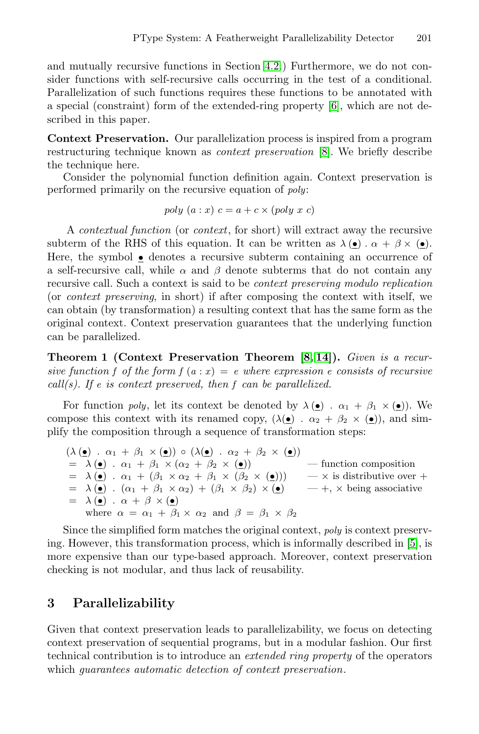and mutually recursive functions in Section 4.2) Furthermore, we do not consider functions with self-recursive calls occurring in the test of a conditional. Parallelization of such functions requires these functions to be annotated with a special (constraint) form of the extended-ring property [6], which are not described in this paper.

**Context Preservation.** Our parallelization process is inspired from a program restructuring technique known as *context preservation* [8]. We briefly describe the technique here.

Consider the polynomial function definition again. Context preservation is performed primarily on the recursive equation of *poly*:

$$poly\ (a : x)\ c = a + c \times (poly\ x\ c)$$

A *contextual function* (or *context*, for short) will extract away the recursive subterm of the RHS of this equation. It can be written as $\lambda\,(\underline{\bullet})\ .\ \alpha + \beta \times (\underline{\bullet})$. Here, the symbol $\underline{\bullet}$ denotes a recursive subterm containing an occurrence of a self-recursive call, while $\alpha$ and $\beta$ denote subterms that do not contain any recursive call. Such a context is said to be *context preserving modulo replication* (or *context preserving*, in short) if after composing the context with itself, we can obtain (by transformation) a resulting context that has the same form as the original context. Context preservation guarantees that the underlying function can be parallelized.

**Theorem 1 (Context Preservation Theorem [8,14]).** *Given is a recursive function $f$ of the form $f\ (a : x) = e$ where expression $e$ consists of recursive call(s). If $e$ is context preserved, then $f$ can be parallelized.*

For function *poly*, let its context be denoted by $\lambda\,(\underline{\bullet})\ .\ \alpha_1 + \beta_1 \times (\underline{\bullet})$). We compose this context with its renamed copy, $(\lambda(\underline{\bullet})\ .\ \alpha_2 + \beta_2 \times (\underline{\bullet}))$, and simplify the composition through a sequence of transformation steps:

$$
\begin{array}{lll}
& (\lambda\,(\underline{\bullet})\ .\ \alpha_1 + \beta_1 \times (\underline{\bullet})) \circ (\lambda(\underline{\bullet})\ .\ \alpha_2 + \beta_2 \times (\underline{\bullet})) & \\
= & \lambda\,(\underline{\bullet})\ .\ \alpha_1 + \beta_1 \times (\alpha_2 + \beta_2 \times (\underline{\bullet})) & \text{— function composition} \\
= & \lambda\,(\underline{\bullet})\ .\ \alpha_1 + (\beta_1 \times \alpha_2 + \beta_1 \times (\beta_2 \times (\underline{\bullet}))) & \text{— } \times \text{ is distributive over } + \\
= & \lambda\,(\underline{\bullet})\ .\ (\alpha_1 + \beta_1 \times \alpha_2) + (\beta_1 \times \beta_2) \times (\underline{\bullet}) & \text{— } +, \times \text{ being associative} \\
= & \lambda\,(\underline{\bullet})\ .\ \alpha + \beta \times (\underline{\bullet}) & \\
& \text{where } \alpha = \alpha_1 + \beta_1 \times \alpha_2 \text{ and } \beta = \beta_1 \times \beta_2 &
\end{array}
$$

Since the simplified form matches the original context, *poly* is context preserving. However, this transformation process, which is informally described in [5], is more expensive than our type-based approach. Moreover, context preservation checking is not modular, and thus lack of reusability.

## 3 Parallelizability

Given that context preservation leads to parallelizability, we focus on detecting context preservation of sequential programs, but in a modular fashion. Our first technical contribution is to introduce an *extended ring property* of the operators which *guarantees automatic detection of context preservation*.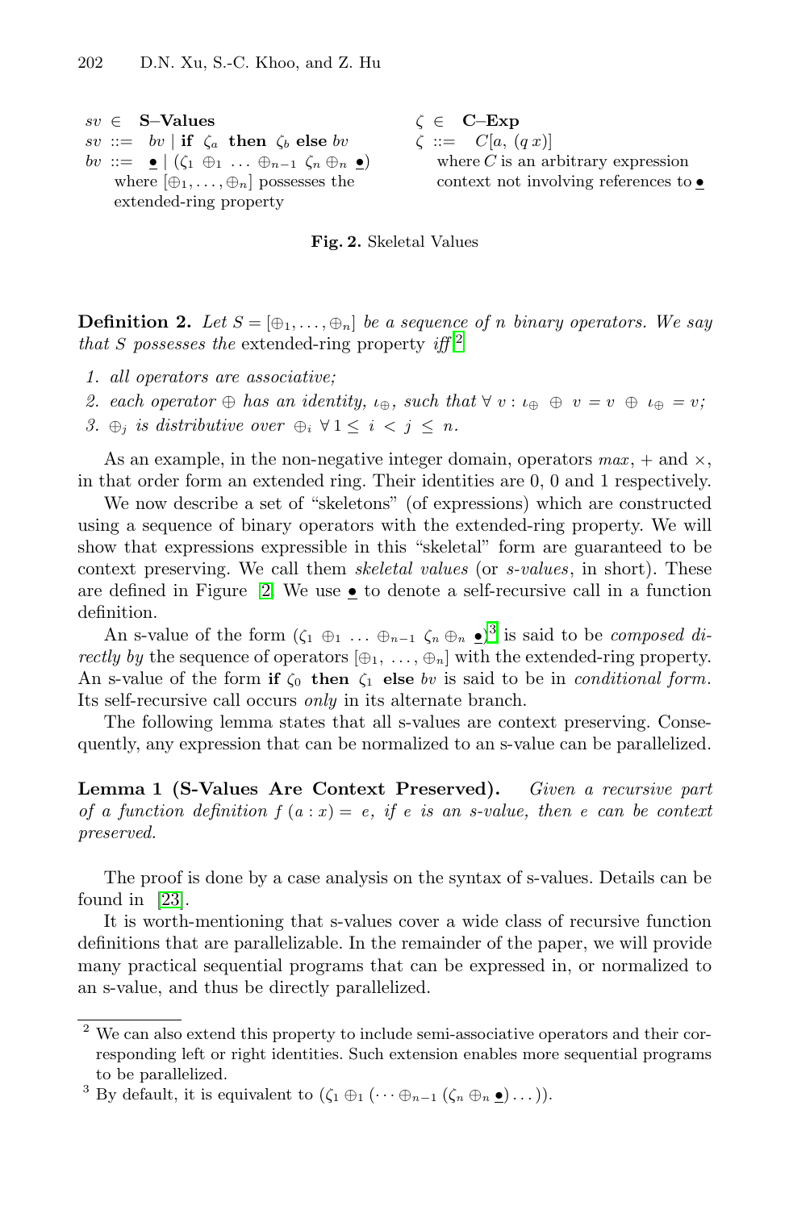$sv \in$ **S–Values**
$sv$ ::= $bv$ | **if** $\zeta_a$ **then** $\zeta_b$ **else** $bv$
$bv$ ::= $\underline{\bullet}$ | $(\zeta_1 \oplus_1 \ldots \oplus_{n-1} \zeta_n \oplus_n \underline{\bullet})$
where $[\oplus_1, \ldots, \oplus_n]$ possesses the extended-ring property

$\zeta \in$ **C–Exp**
$\zeta$ ::= $C[a, (q\ x)]$
where $C$ is an arbitrary expression context not involving references to $\underline{\bullet}$

**Fig. 2.** Skeletal Values

**Definition 2.** *Let $S = [\oplus_1, \ldots, \oplus_n]$ be a sequence of $n$ binary operators. We say that $S$ possesses the* extended-ring property *iff*[2]

1. *all operators are associative;*
2. *each operator $\oplus$ has an identity, $\iota_\oplus$, such that $\forall\ v : \iota_\oplus \ \oplus\ v = v\ \oplus\ \iota_\oplus = v$;*
3. *$\oplus_j$ is distributive over $\oplus_i$ $\forall\, 1 \le i < j \le n$.*

As an example, in the non-negative integer domain, operators $max$, $+$ and $\times$, in that order form an extended ring. Their identities are 0, 0 and 1 respectively.

We now describe a set of "skeletons" (of expressions) which are constructed using a sequence of binary operators with the extended-ring property. We will show that expressions expressible in this "skeletal" form are guaranteed to be context preserving. We call them *skeletal values* (or *s-values*, in short). These are defined in Figure 2. We use $\underline{\bullet}$ to denote a self-recursive call in a function definition.

An s-value of the form $(\zeta_1 \oplus_1 \ldots \oplus_{n-1} \zeta_n \oplus_n \underline{\bullet})$[3] is said to be *composed directly by* the sequence of operators $[\oplus_1, \ldots, \oplus_n]$ with the extended-ring property. An s-value of the form **if** $\zeta_0$ **then** $\zeta_1$ **else** $bv$ is said to be in *conditional form*. Its self-recursive call occurs *only* in its alternate branch.

The following lemma states that all s-values are context preserving. Consequently, any expression that can be normalized to an s-value can be parallelized.

**Lemma 1 (S-Values Are Context Preserved).** *Given a recursive part of a function definition $f\,(a : x) = e$, if $e$ is an s-value, then $e$ can context preserved.*

The proof is done by a case analysis on the syntax of s-values. Details can be found in [23].

It is worth-mentioning that s-values cover a wide class of recursive function definitions that are parallelizable. In the remainder of the paper, we will provide many practical sequential programs that can be expressed in, or normalized to an s-value, and thus be directly parallelized.

---

[2] We can also extend this property to include semi-associative operators and their corresponding left or right identities. Such extension enables more sequential programs to be parallelized.

[3] By default, it is equivalent to $(\zeta_1 \oplus_1 (\cdots \oplus_{n-1} (\zeta_n \oplus_n \underline{\bullet}) \ldots))$.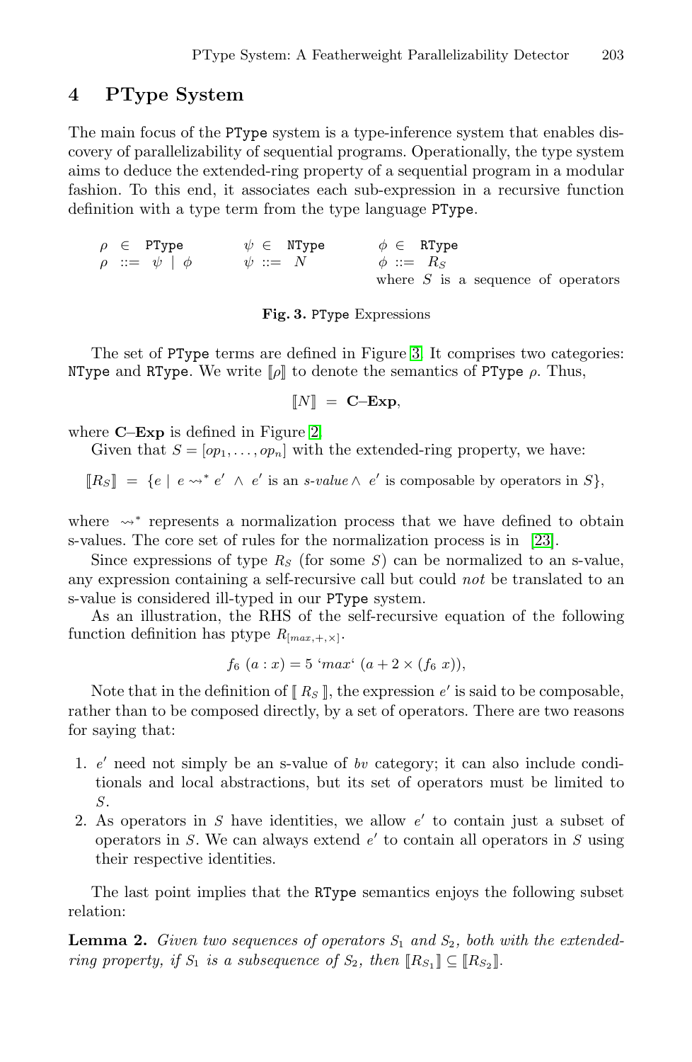## 4 PType System

The main focus of the PType system is a type-inference system that enables discovery of parallelizability of sequential programs. Operationally, the type system aims to deduce the extended-ring property of a sequential program in a modular fashion. To this end, it associates each sub-expression in a recursive function definition with a type term from the type language PType.

$$
\begin{array}{lll}
\rho \in \texttt{PType} & \psi \in \texttt{NType} & \phi \in \texttt{RType} \\
\rho ::= \psi \mid \phi & \psi ::= N & \phi ::= R_S \\
 & & \text{where } S \text{ is a sequence of operators}
\end{array}
$$

**Fig. 3.** PType Expressions

The set of PType terms are defined in Figure 3. It comprises two categories: NType and RType. We write $[\![\rho]\!]$ to denote the semantics of PType $\rho$. Thus,

$$[\![N]\!] = \textbf{C–Exp},$$

where **C–Exp** is defined in Figure 2.

Given that $S = [op_1, \ldots, op_n]$ with the extended-ring property, we have:

$$[\![R_S]\!] = \{e \mid e \rightsquigarrow^* e' \wedge e' \text{ is an } \textit{s-value} \wedge e' \text{ is composable by operators in } S\},$$

where $\rightsquigarrow^*$ represents a normalization process that we have defined to obtain s-values. The core set of rules for the normalization process is in [23].

Since expressions of type $R_S$ (for some $S$) can be normalized to an s-value, any expression containing a self-recursive call but could *not* be translated to an s-value is considered ill-typed in our PType system.

As an illustration, the RHS of the self-recursive equation of the following function definition has ptype $R_{[max,+,\times]}$.

$$f_6\ (a : x) = 5\ \text{`}max\text{`}\ (a + 2 \times (f_6\ x)),$$

Note that in the definition of $[\![\ R_S\ ]\!]$, the expression $e'$ is said to be composable, rather than to be composed directly, by a set of operators. There are two reasons for saying that:

1. $e'$ need not simply be an s-value of *bv* category; it can also include conditionals and local abstractions, but its set of operators must be limited to $S$.
2. As operators in $S$ have identities, we allow $e'$ to contain just a subset of operators in $S$. We can always extend $e'$ to contain all operators in $S$ using their respective identities.

The last point implies that the RType semantics enjoys the following subset relation:

**Lemma 2.** *Given two sequences of operators $S_1$ and $S_2$, both with the extended-ring property, if $S_1$ is a subsequence of $S_2$, then $[\![R_{S_1}]\!] \subseteq [\![R_{S_2}]\!]$.*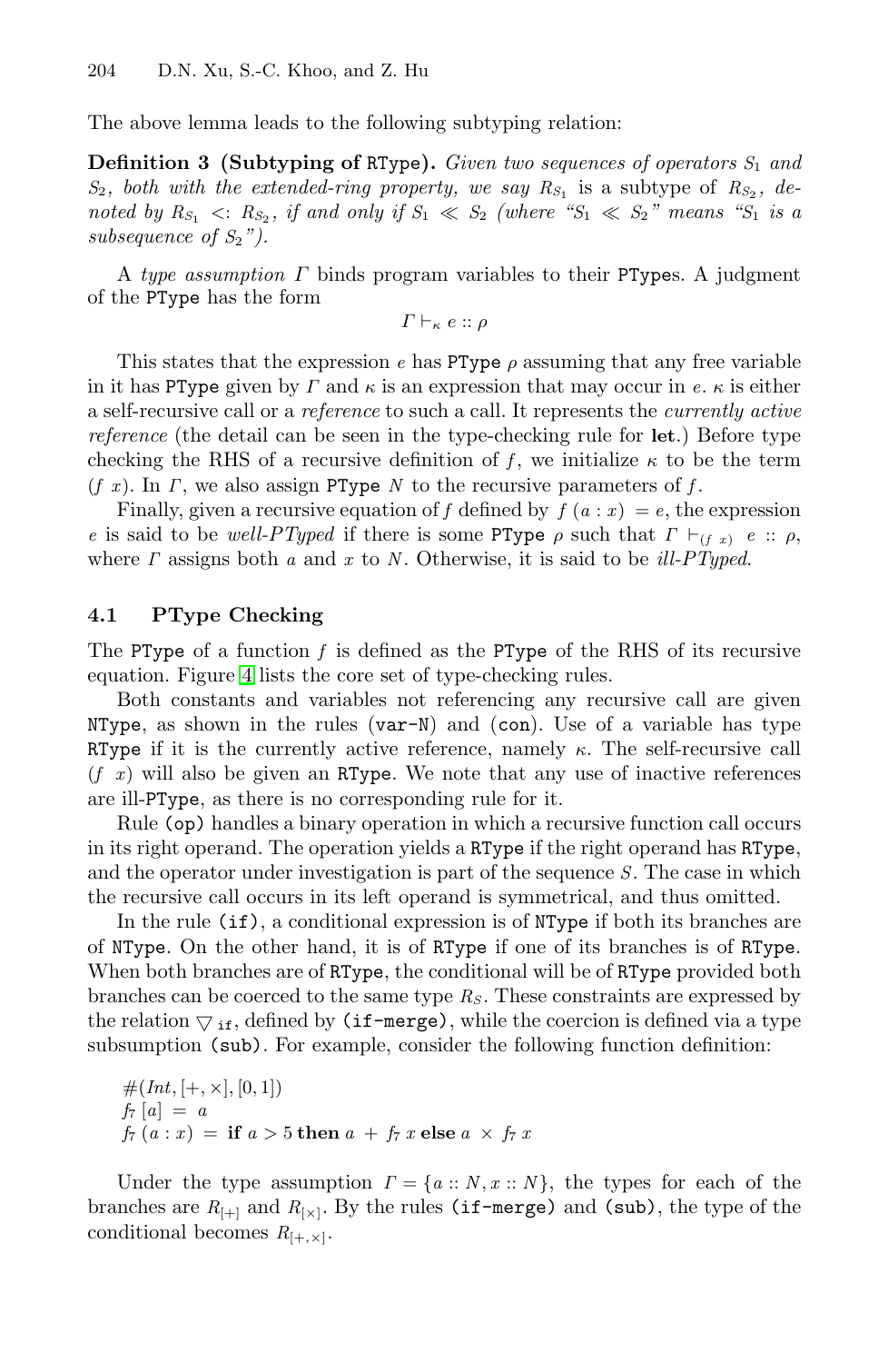The above lemma leads to the following subtyping relation:

**Definition 3 (Subtyping of RType).** *Given two sequences of operators $S_1$ and $S_2$, both with the extended-ring property, we say* $R_{S_1}$ *is a subtype of* $R_{S_2}$*, denoted by* $R_{S_1} <: R_{S_2}$*, if and only if* $S_1 \ll S_2$ *(where "$S_1 \ll S_2$" means "$S_1$ is a subsequence of $S_2$").*

A *type assumption* $\Gamma$ binds program variables to their PTypes. A judgment of the PType has the form

$$\Gamma \vdash_\kappa e :: \rho$$

This states that the expression $e$ has PType $\rho$ assuming that any free variable in it has PType given by $\Gamma$ and $\kappa$ is an expression that may occur in $e$. $\kappa$ is either a self-recursive call or a *reference* to such a call. It represents the *currently active reference* (the detail can be seen in the type-checking rule for **let**.) Before type checking the RHS of a recursive definition of $f$, we initialize $\kappa$ to be the term $(f\ x)$. In $\Gamma$, we also assign PType $N$ to the recursive parameters of $f$.

Finally, given a recursive equation of $f$ defined by $f\ (a : x) = e$, the expression $e$ is said to be *well-PTyped* if there is some PType $\rho$ such that $\Gamma \vdash_{(f\ x)} e :: \rho$, where $\Gamma$ assigns both $a$ and $x$ to $N$. Otherwise, it is said to be *ill-PTyped*.

### 4.1 PType Checking

The PType of a function $f$ is defined as the PType of the RHS of its recursive equation. Figure 4 lists the core set of type-checking rules.

Both constants and variables not referencing any recursive call are given NType, as shown in the rules (var-N) and (con). Use of a variable has type RType if it is the currently active reference, namely $\kappa$. The self-recursive call $(f\ \ x)$ will also be given an RType. We note that any use of inactive references are ill-PType, as there is no corresponding rule for it.

Rule (op) handles a binary operation in which a recursive function call occurs in its right operand. The operation yields a RType if the right operand has RType, and the operator under investigation is part of the sequence $S$. The case in which the recursive call occurs in its left operand is symmetrical, and thus omitted.

In the rule (if), a conditional expression is of NType if both its branches are of NType. On the other hand, it is of RType if one of its branches is of RType. When both branches are of RType, the conditional will be of RType provided both branches can be coerced to the same type $R_S$. These constraints are expressed by the relation $\bigtriangledown_{\texttt{if}}$, defined by (if-merge), while the coercion is defined via a type subsumption (sub). For example, consider the following function definition:

$\#(Int, [+, \times], [0, 1])$
$f_7\ [a]\ =\ a$
$f_7\ (a : x)\ =\ \textbf{if}\ a > 5\ \textbf{then}\ a\ +\ f_7\ x\ \textbf{else}\ a\ \times\ f_7\ x$

Under the type assumption $\Gamma = \{a :: N, x :: N\}$, the types for each of the branches are $R_{[+]}$ and $R_{[\times]}$. By the rules (if-merge) and (sub), the type of the conditional becomes $R_{[+,\times]}$.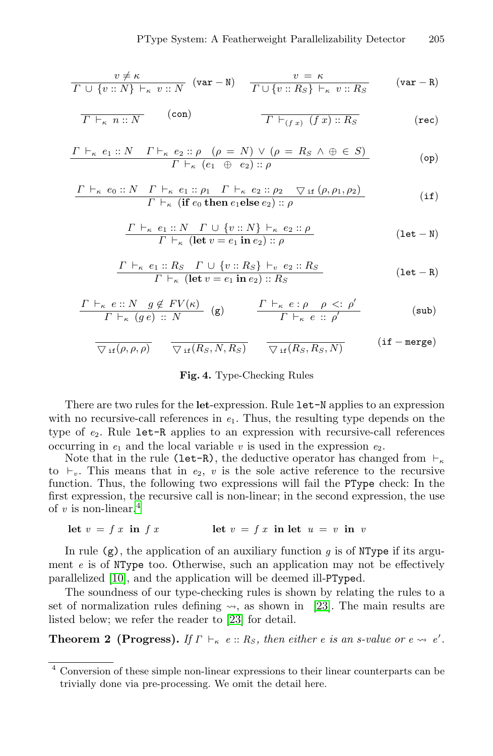$$\frac{v \neq \kappa}{\Gamma \cup \{v :: N\} \vdash_{\kappa} v :: N} \; (\texttt{var}-\texttt{N}) \qquad \frac{v = \kappa}{\Gamma \cup \{v :: R_S\} \vdash_{\kappa} v :: R_S} \; (\texttt{var}-\texttt{R})$$

$$\frac{}{\Gamma \vdash_{\kappa} n :: N} \; (\texttt{con}) \qquad \frac{}{\Gamma \vdash_{(f\,x)} (f\,x) :: R_S} \; (\texttt{rec})$$

$$\frac{\Gamma \vdash_{\kappa} e_1 :: N \quad \Gamma \vdash_{\kappa} e_2 :: \rho \quad (\rho = N) \vee (\rho = R_S \wedge \oplus \in S)}{\Gamma \vdash_{\kappa} (e_1 \;\; \oplus \;\; e_2) :: \rho} \; (\texttt{op})$$

$$\frac{\Gamma \vdash_{\kappa} e_0 :: N \quad \Gamma \vdash_{\kappa} e_1 :: \rho_1 \quad \Gamma \vdash_{\kappa} e_2 :: \rho_2 \quad \bigtriangledown_{\texttt{if}}(\rho, \rho_1, \rho_2)}{\Gamma \vdash_{\kappa} (\textbf{if } e_0 \textbf{ then } e_1 \textbf{else } e_2) :: \rho} \; (\texttt{if})$$

$$\frac{\Gamma \vdash_{\kappa} e_1 :: N \quad \Gamma \cup \{v :: N\} \vdash_{\kappa} e_2 :: \rho}{\Gamma \vdash_{\kappa} (\textbf{let } v = e_1 \textbf{ in } e_2) :: \rho} \; (\texttt{let}-\texttt{N})$$

$$\frac{\Gamma \vdash_{\kappa} e_1 :: R_S \quad \Gamma \cup \{v :: R_S\} \vdash_{v} e_2 :: R_S}{\Gamma \vdash_{\kappa} (\textbf{let } v = e_1 \textbf{ in } e_2) :: R_S} \; (\texttt{let}-\texttt{R})$$

$$\frac{\Gamma \vdash_{\kappa} e :: N \quad g \notin FV(\kappa)}{\Gamma \vdash_{\kappa} (g\,e) :: N} \; (\texttt{g}) \qquad \frac{\Gamma \vdash_{\kappa} e : \rho \quad \rho <: \rho'}{\Gamma \vdash_{\kappa} e :: \rho'} \; (\texttt{sub})$$

$$\frac{}{\bigtriangledown_{\texttt{if}}(\rho, \rho, \rho)} \qquad \frac{}{\bigtriangledown_{\texttt{if}}(R_S, N, R_S)} \qquad \frac{}{\bigtriangledown_{\texttt{if}}(R_S, R_S, N)} \; (\texttt{if}-\texttt{merge})$$

**Fig. 4.** Type-Checking Rules

There are two rules for the **let**-expression. Rule `let-N` applies to an expression with no recursive-call references in $e_1$. Thus, the resulting type depends on the type of $e_2$. Rule `let-R` applies to an expression with recursive-call references occurring in $e_1$ and the local variable $v$ is used in the expression $e_2$.

Note that in the rule (`let-R`), the deductive operator has changed from $\vdash_{\kappa}$ to $\vdash_{v}$. This means that in $e_2$, $v$ is the sole active reference to the recursive function. Thus, the following two expressions will fail the `PType` check: In the first expression, the recursive call is non-linear; in the second expression, the use of $v$ is non-linear.[4]

$$\textbf{let } v = f\,x \textbf{ in } f\,x \qquad\qquad \textbf{let } v = f\,x \textbf{ in let } u = v \textbf{ in } v$$

In rule (`g`), the application of an auxiliary function $g$ is of `NType` if its argument $e$ is of `NType` too. Otherwise, such an application may not be effectively parallelized [10], and the application will be deemed ill-`PType`d.

The soundness of our type-checking rules is shown by relating the rules to a set of normalization rules defining $\rightsquigarrow$, as shown in [23]. The main results are listed below; we refer the reader to [23] for detail.

**Theorem 2 (Progress).** *If $\Gamma \vdash_{\kappa} e :: R_S$, then either $e$ is an s-value or $e \rightsquigarrow e'$.*

[4] Conversion of these simple non-linear expressions to their linear counterparts can be trivially done via pre-processing. We omit the detail here.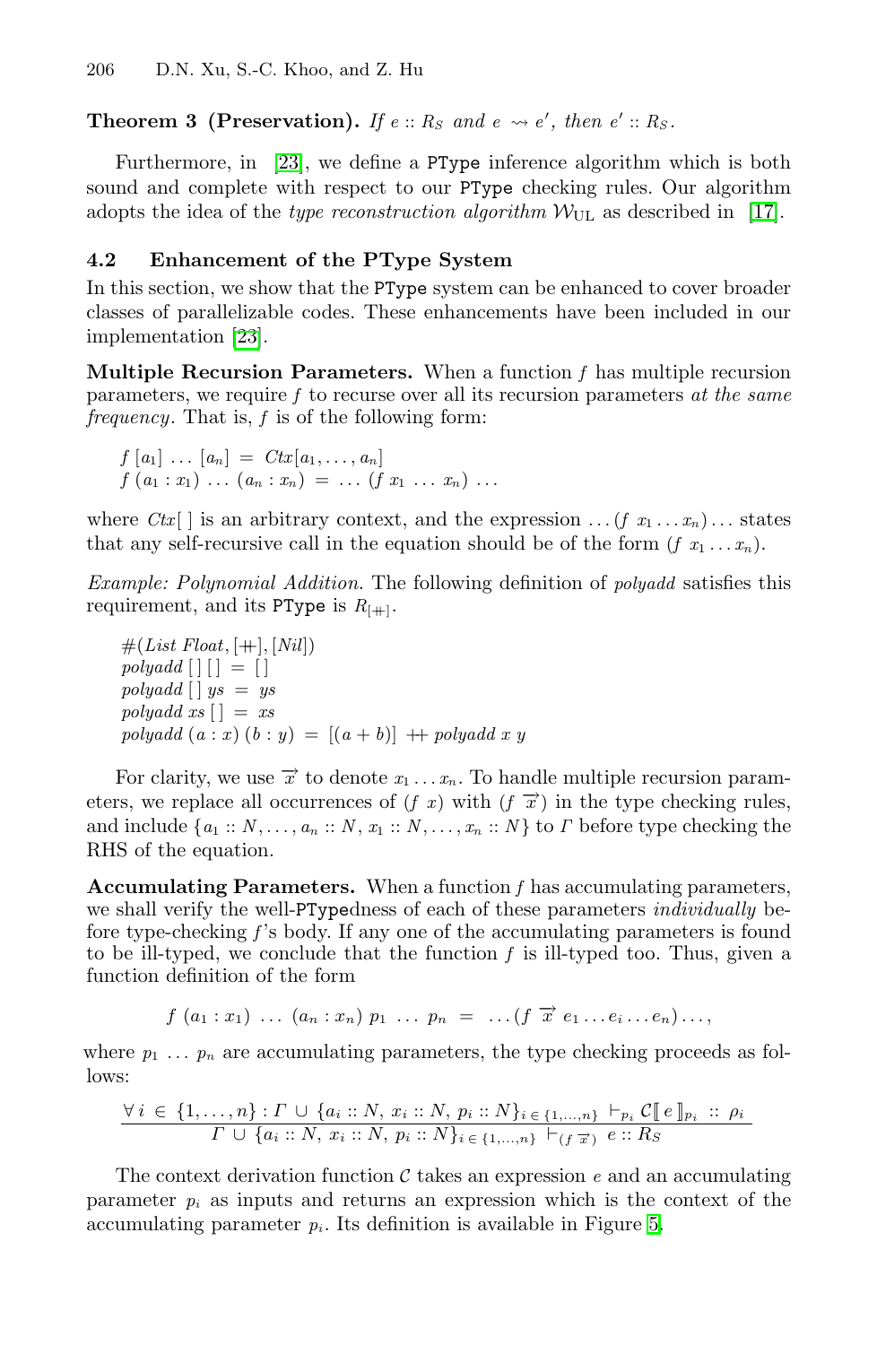**Theorem 3 (Preservation).** *If $e :: R_S$ and $e \rightsquigarrow e'$, then $e' :: R_S$.*

Furthermore, in [23], we define a PType inference algorithm which is both sound and complete with respect to our PType checking rules. Our algorithm adopts the idea of the *type reconstruction algorithm* $\mathcal{W}_{\mathrm{UL}}$ as described in [17].

### 4.2 Enhancement of the PType System

In this section, we show that the PType system can be enhanced to cover broader classes of parallelizable codes. These enhancements have been included in our implementation [23].

**Multiple Recursion Parameters.** When a function $f$ has multiple recursion parameters, we require $f$ to recurse over all its recursion parameters *at the same frequency*. That is, $f$ is of the following form:

$$
\begin{array}{l}
f\ [a_1]\ \ldots\ [a_n]\ =\ Ctx[a_1, \ldots, a_n] \\
f\ (a_1 : x_1)\ \ldots\ (a_n : x_n)\ =\ \ldots\ (f\ x_1\ \ldots\ x_n)\ \ldots
\end{array}
$$

where $Ctx[\,]$ is an arbitrary context, and the expression $\ldots(f\ x_1 \ldots x_n)\ldots$ states that any self-recursive call in the equation should be of the form $(f\ x_1 \ldots x_n)$.

*Example: Polynomial Addition.* The following definition of *polyadd* satisfies this requirement, and its PType is $R_{[+]}$.

$$
\begin{array}{l}
\#(List\ Float, [+], [Nil]) \\
polyadd\ [\,]\ [\,]\ =\ [\,] \\
polyadd\ [\,]\ ys\ =\ ys \\
polyadd\ xs\ [\,]\ =\ xs \\
polyadd\ (a : x)\ (b : y)\ =\ [(a + b)]\ +\!\!+\ polyadd\ x\ y
\end{array}
$$

For clarity, we use $\overrightarrow{x}$ to denote $x_1 \ldots x_n$. To handle multiple recursion parameters, we replace all occurrences of $(f\ x)$ with $(f\ \overrightarrow{x})$ in the type checking rules, and include $\{a_1 :: N, \ldots, a_n :: N, x_1 :: N, \ldots, x_n :: N\}$ to $\Gamma$ before type checking the RHS of the equation.

**Accumulating Parameters.** When a function $f$ has accumulating parameters, we shall verify the well-PTypedness of each of these parameters *individually* before type-checking $f$'s body. If any one of the accumulating parameters is found to be ill-typed, we conclude that the function $f$ is ill-typed too. Thus, given a function definition of the form

$$
f\ (a_1 : x_1)\ \ldots\ (a_n : x_n)\ p_1\ \ldots\ p_n\ =\ \ldots(f\ \overrightarrow{x}\ e_1 \ldots e_i \ldots e_n)\ldots,
$$

where $p_1\ \ldots\ p_n$ are accumulating parameters, the type checking proceeds as follows:

$$
\frac{\forall\, i\, \in\, \{1, \ldots, n\} : \Gamma\, \cup\, \{a_i :: N,\ x_i :: N,\ p_i :: N\}_{i\, \in\, \{1,\ldots,n\}}\ \vdash_{p_i} \mathcal{C}[\![\, e\, ]\!]_{p_i}\ ::\ \rho_i}{\Gamma\, \cup\, \{a_i :: N,\ x_i :: N,\ p_i :: N\}_{i\, \in\, \{1,\ldots,n\}}\ \vdash_{(f\ \overrightarrow{x})}\ e :: R_S}
$$

The context derivation function $\mathcal{C}$ takes an expression $e$ and an accumulating parameter $p_i$ as inputs and returns an expression which is the context of the accumulating parameter $p_i$. Its definition is available in Figure 5.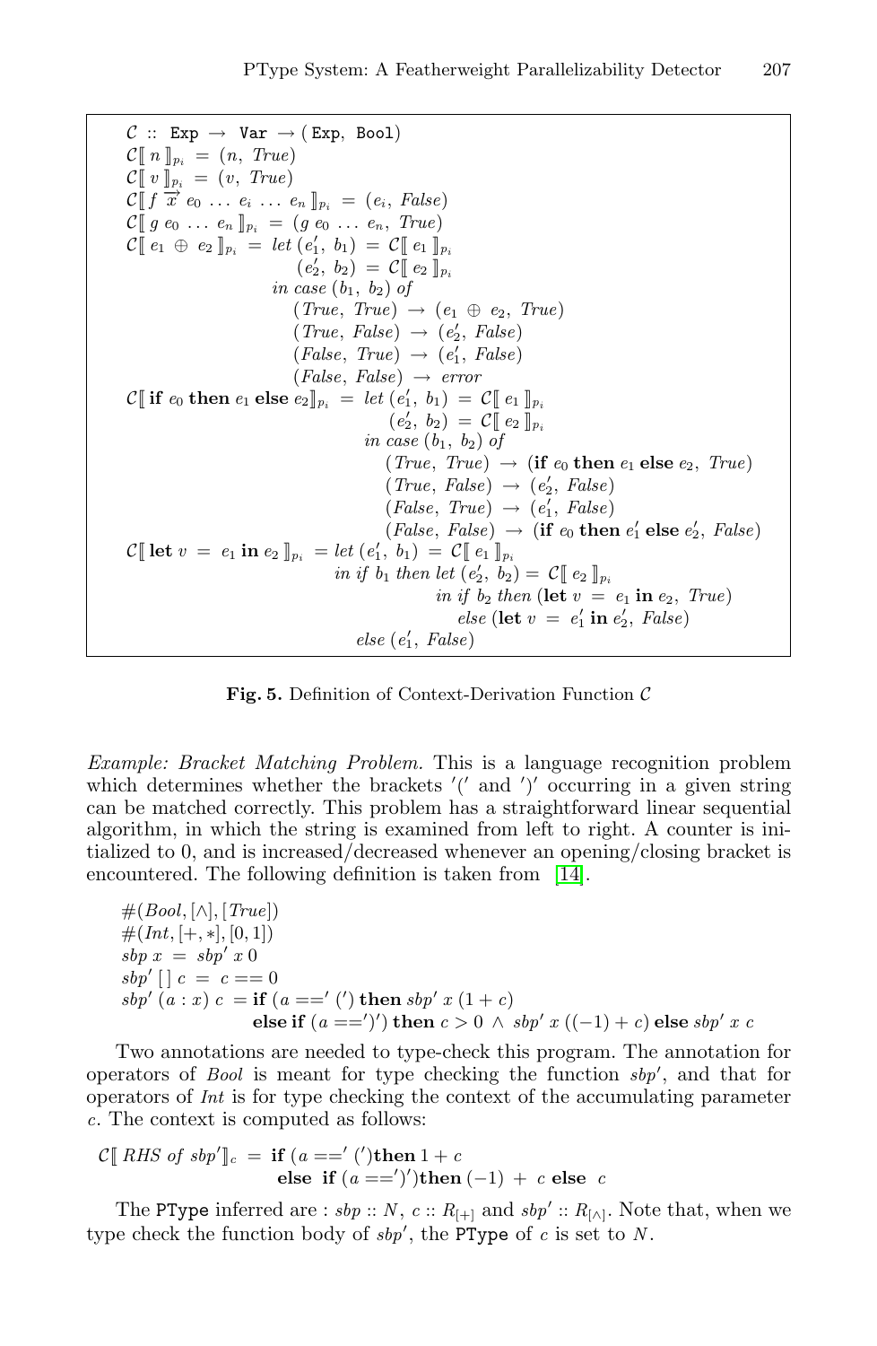$$
\begin{array}{l}
\mathcal{C} :: \texttt{Exp} \rightarrow \texttt{Var} \rightarrow (\texttt{Exp},\ \texttt{Bool}) \\
\mathcal{C}[\![\, n \,]\!]_{p_i} = (n,\ \mathit{True}) \\
\mathcal{C}[\![\, v \,]\!]_{p_i} = (v,\ \mathit{True}) \\
\mathcal{C}[\![\, f\ \overrightarrow{x}\ e_0\ \ldots\ e_i\ \ldots\ e_n \,]\!]_{p_i} = (e_i,\ \mathit{False}) \\
\mathcal{C}[\![\, g\ e_0\ \ldots\ e_n \,]\!]_{p_i} = (g\ e_0\ \ldots\ e_n,\ \mathit{True}) \\
\mathcal{C}[\![\, e_1 \oplus e_2 \,]\!]_{p_i} = \mathit{let}\ (e_1',\ b_1) = \mathcal{C}[\![\, e_1 \,]\!]_{p_i} \\
\qquad\qquad\qquad\qquad\quad (e_2',\ b_2) = \mathcal{C}[\![\, e_2 \,]\!]_{p_i} \\
\qquad\qquad\qquad\quad \mathit{in\ case}\ (b_1,\ b_2)\ \mathit{of} \\
\qquad\qquad\qquad\qquad (\mathit{True},\ \mathit{True}) \rightarrow (e_1 \oplus e_2,\ \mathit{True}) \\
\qquad\qquad\qquad\qquad (\mathit{True},\ \mathit{False}) \rightarrow (e_2',\ \mathit{False}) \\
\qquad\qquad\qquad\qquad (\mathit{False},\ \mathit{True}) \rightarrow (e_1',\ \mathit{False}) \\
\qquad\qquad\qquad\qquad (\mathit{False},\ \mathit{False}) \rightarrow \mathit{error} \\
\mathcal{C}[\![\, \textbf{if}\ e_0\ \textbf{then}\ e_1\ \textbf{else}\ e_2 \,]\!]_{p_i} = \mathit{let}\ (e_1',\ b_1) = \mathcal{C}[\![\, e_1 \,]\!]_{p_i} \\
\qquad\qquad\qquad\qquad\qquad\qquad\quad (e_2',\ b_2) = \mathcal{C}[\![\, e_2 \,]\!]_{p_i} \\
\qquad\qquad\qquad\qquad\qquad\quad \mathit{in\ case}\ (b_1,\ b_2)\ \mathit{of} \\
\qquad\qquad\qquad\qquad\qquad\qquad (\mathit{True},\ \mathit{True}) \rightarrow (\textbf{if}\ e_0\ \textbf{then}\ e_1\ \textbf{else}\ e_2,\ \mathit{True}) \\
\qquad\qquad\qquad\qquad\qquad\qquad (\mathit{True},\ \mathit{False}) \rightarrow (e_2',\ \mathit{False}) \\
\qquad\qquad\qquad\qquad\qquad\qquad (\mathit{False},\ \mathit{True}) \rightarrow (e_1',\ \mathit{False}) \\
\qquad\qquad\qquad\qquad\qquad\qquad (\mathit{False},\ \mathit{False}) \rightarrow (\textbf{if}\ e_0\ \textbf{then}\ e_1'\ \textbf{else}\ e_2',\ \mathit{False}) \\
\mathcal{C}[\![\, \textbf{let}\ v = e_1\ \textbf{in}\ e_2 \,]\!]_{p_i} = \mathit{let}\ (e_1',\ b_1) = \mathcal{C}[\![\, e_1 \,]\!]_{p_i} \\
\qquad\qquad\qquad\qquad\qquad \mathit{in\ if}\ b_1\ \mathit{then\ let}\ (e_2',\ b_2) = \mathcal{C}[\![\, e_2 \,]\!]_{p_i} \\
\qquad\qquad\qquad\qquad\qquad\qquad\qquad \mathit{in\ if}\ b_2\ \mathit{then}\ (\textbf{let}\ v = e_1\ \textbf{in}\ e_2,\ \mathit{True}) \\
\qquad\qquad\qquad\qquad\qquad\qquad\qquad\qquad \mathit{else}\ (\textbf{let}\ v = e_1'\ \textbf{in}\ e_2',\ \mathit{False}) \\
\qquad\qquad\qquad\qquad\qquad \mathit{else}\ (e_1',\ \mathit{False})
\end{array}
$$

**Fig. 5.** Definition of Context-Derivation Function $\mathcal{C}$

*Example: Bracket Matching Problem.* This is a language recognition problem which determines whether the brackets '(' and ')' occurring in a given string can be matched correctly. This problem has a straightforward linear sequential algorithm, in which the string is examined from left to right. A counter is initialized to 0, and is increased/decreased whenever an opening/closing bracket is encountered. The following definition is taken from [14].

$$
\begin{array}{l}
\#(\mathit{Bool}, [\wedge], [\mathit{True}]) \\
\#(\mathit{Int}, [+, *], [0, 1]) \\
\mathit{sbp}\ x = \mathit{sbp}'\ x\ 0 \\
\mathit{sbp}'\ [\,]\ c = c == 0 \\
\mathit{sbp}'\ (a : x)\ c = \textbf{if}\ (a == '(')\ \textbf{then}\ \mathit{sbp}'\ x\ (1 + c) \\
\qquad\qquad\qquad \textbf{else if}\ (a == ')')\ \textbf{then}\ c > 0 \wedge \mathit{sbp}'\ x\ ((-1) + c)\ \textbf{else}\ \mathit{sbp}'\ x\ c
\end{array}
$$

Two annotations are needed to type-check this program. The annotation for operators of *Bool* is meant for type checking the function $sbp'$, and that for operators of *Int* is for type checking the context of the accumulating parameter $c$. The context is computed as follows:

$$
\begin{array}{l}
\mathcal{C}[\![\, \mathit{RHS\ of\ sbp}' \,]\!]_c = \textbf{if}\ (a == '(')\textbf{then}\ 1 + c \\
\qquad\qquad\qquad\qquad\quad \textbf{else}\ \ \textbf{if}\ (a == ')')\textbf{then}\ (-1) + c\ \textbf{else}\ \ c
\end{array}
$$

The `PType` inferred are : $sbp :: N$, $c :: R_{[+]}$ and $sbp' :: R_{[\wedge]}$. Note that, when we type check the function body of $sbp'$, the `PType` of $c$ is set to $N$.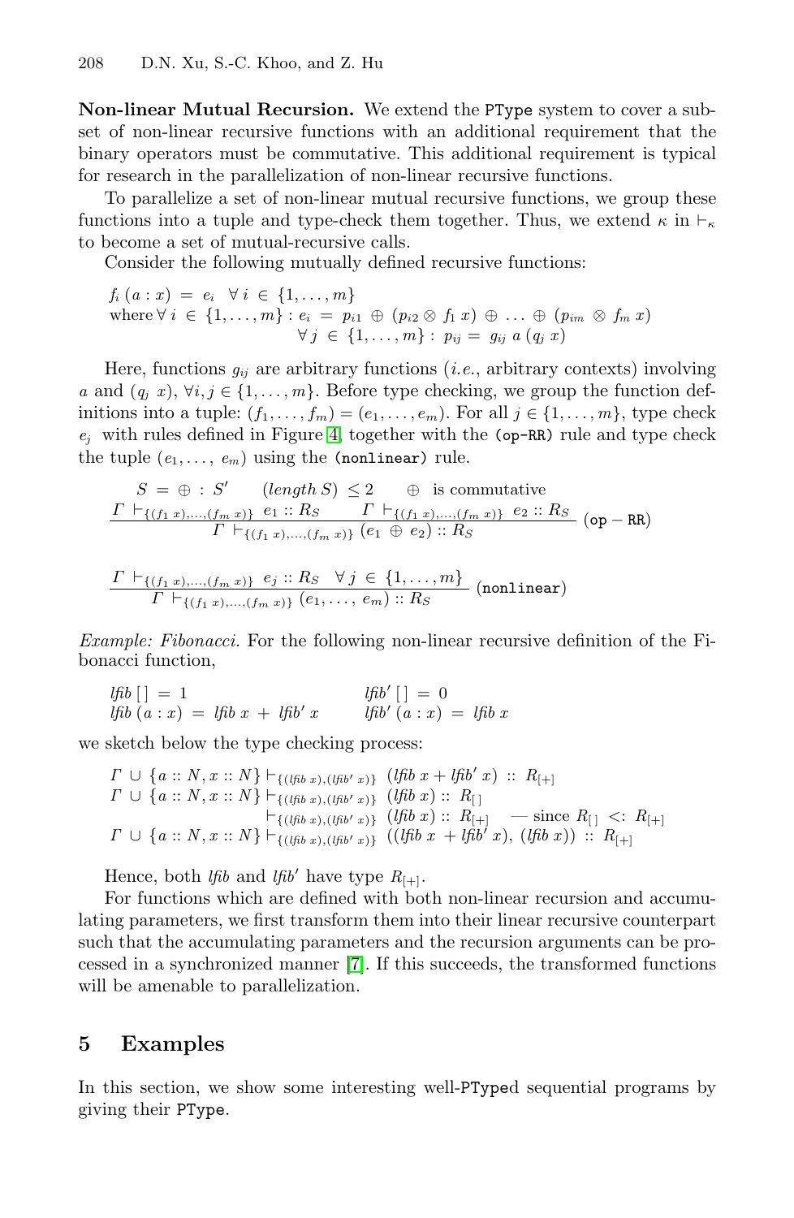**Non-linear Mutual Recursion.** We extend the PType system to cover a subset of non-linear recursive functions with an additional requirement that the binary operators must be commutative. This additional requirement is typical for research in the parallelization of non-linear recursive functions.

To parallelize a set of non-linear mutual recursive functions, we group these functions into a tuple and type-check them together. Thus, we extend $\kappa$ in $\vdash_\kappa$ to become a set of mutual-recursive calls.

Consider the following mutually defined recursive functions:

$$
\begin{array}{l}
f_i\,(a : x) \;=\; e_i \quad \forall\, i \,\in\, \{1, \ldots, m\} \\
\text{where}\; \forall\, i \,\in\, \{1, \ldots, m\} : e_i \;=\; p_{i1} \,\oplus\, (p_{i2} \otimes f_1\, x) \,\oplus\, \ldots \,\oplus\, (p_{im} \,\otimes\, f_m\, x) \\
\qquad\qquad\qquad\qquad\qquad \forall\, j \,\in\, \{1, \ldots, m\} : \; p_{ij} \;=\; g_{ij}\; a\, (q_j\; x)
\end{array}
$$

Here, functions $g_{ij}$ are arbitrary functions (*i.e.*, arbitrary contexts) involving $a$ and $(q_j\; x)$, $\forall i, j \in \{1, \ldots, m\}$. Before type checking, we group the function definitions into a tuple: $(f_1, \ldots, f_m) = (e_1, \ldots, e_m)$. For all $j \in \{1, \ldots, m\}$, type check $e_j$ with rules defined in Figure 4, together with the (op-RR) rule and type check the tuple $(e_1, \ldots,\, e_m)$ using the (nonlinear) rule.

$$
\frac{\begin{array}{c} S \;=\; \oplus \,:\, S' \qquad (\mathit{length}\; S) \,\leq\, 2 \qquad \oplus \;\; \text{is commutative} \\ \Gamma \,\vdash_{\{(f_1\,x), \ldots, (f_m\,x)\}}\; e_1 :: R_S \qquad \Gamma \,\vdash_{\{(f_1\,x), \ldots, (f_m\,x)\}}\; e_2 :: R_S \end{array}}{\Gamma \,\vdash_{\{(f_1\,x), \ldots, (f_m\,x)\}}\; (e_1 \,\oplus\, e_2) :: R_S} \;(\texttt{op}-\texttt{RR})
$$

$$
\frac{\Gamma \,\vdash_{\{(f_1\,x), \ldots, (f_m\,x)\}}\; e_j :: R_S \quad \forall\, j \,\in\, \{1, \ldots, m\}}{\Gamma \,\vdash_{\{(f_1\,x), \ldots, (f_m\,x)\}}\; (e_1, \ldots,\, e_m) :: R_S} \;(\texttt{nonlinear})
$$

*Example: Fibonacci.* For the following non-linear recursive definition of the Fibonacci function,

$$
\begin{array}{ll}
\mathit{lfib}\; [\,] \;=\; 1 & \qquad \mathit{lfib}'\; [\,] \;=\; 0 \\
\mathit{lfib}\; (a : x) \;=\; \mathit{lfib}\; x \;+\; \mathit{lfib}'\; x & \qquad \mathit{lfib}'\; (a : x) \;=\; \mathit{lfib}\; x
\end{array}
$$

we sketch below the type checking process:

$$
\begin{array}{l}
\Gamma \,\cup\, \{a :: N, x :: N\} \vdash_{\{(\mathit{lfib}\; x), (\mathit{lfib}'\; x)\}} \; (\mathit{lfib}\; x + \mathit{lfib}'\; x) \;::\; R_{[+]} \\
\Gamma \,\cup\, \{a :: N, x :: N\} \vdash_{\{(\mathit{lfib}\; x), (\mathit{lfib}'\; x)\}} \; (\mathit{lfib}\; x) ::\; R_{[\,]} \\
\qquad\qquad\qquad\qquad\quad\; \vdash_{\{(\mathit{lfib}\; x), (\mathit{lfib}'\; x)\}} \; (\mathit{lfib}\; x) ::\; R_{[+]} \quad \text{— since } R_{[\,]} \;<:\; R_{[+]} \\
\Gamma \,\cup\, \{a :: N, x :: N\} \vdash_{\{(\mathit{lfib}\; x), (\mathit{lfib}'\; x)\}} \; ((\mathit{lfib}\; x \,+\, \mathit{lfib}'\; x),\; (\mathit{lfib}\; x)) \;::\; R_{[+]}
\end{array}
$$

Hence, both *lfib* and *lfib′* have type $R_{[+]}$.

For functions which are defined with both non-linear recursion and accumulating parameters, we first transform them into their linear recursive counterpart such that the accumulating parameters and the recursion arguments can be processed in a synchronized manner [7]. If this succeeds, the transformed functions will be amenable to parallelization.

## 5 Examples

In this section, we show some interesting well-PTyped sequential programs by giving their PType.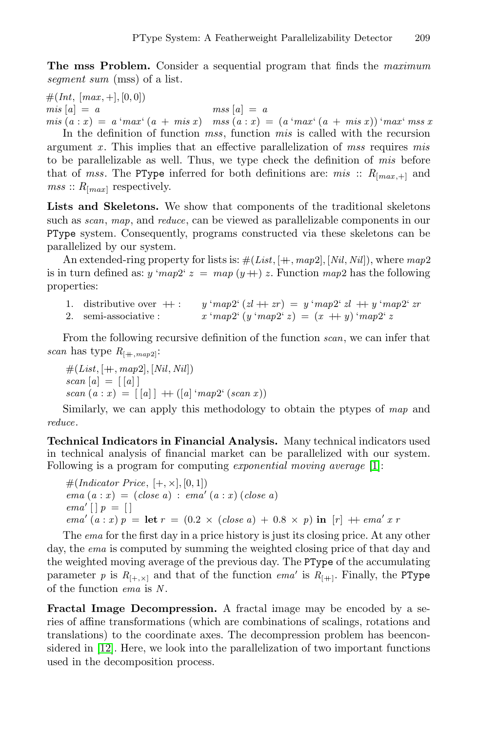**The mss Problem.** Consider a sequential program that finds the *maximum segment sum* (mss) of a list.

$\#(Int,\ [max, +], [0, 0])$

$mis\ [a]\ =\ a \qquad\qquad\qquad\qquad mss\ [a]\ =\ a$

$mis\ (a : x)\ =\ a\ `max`\ (a\ +\ mis\ x) \quad mss\ (a : x)\ =\ (a\ `max`\ (a\ +\ mis\ x))\ `max`\ mss\ x$

In the definition of function *mss*, function *mis* is called with the recursion argument $x$. This implies that an effective parallelization of *mss* requires *mis* to be parallelizable as well. Thus, we type check the definition of *mis* before that of *mss*. The PType inferred for both definitions are: $mis :: R_{[max,+]}$ and $mss :: R_{[max]}$ respectively.

**Lists and Skeletons.** We show that components of the traditional skeletons such as *scan*, *map*, and *reduce*, can be viewed as parallelizable components in our PType system. Consequently, programs constructed via these skeletons can be parallelized by our system.

An extended-ring property for lists is: $\#(List, [+\!\!+, map2], [Nil, Nil])$, where $map2$ is in turn defined as: $y\ `map2`\ z\ =\ map\ (y\,+\!\!+)\ z$. Function $map2$ has the following properties:

1. distributive over $+\!\!+$ : $\quad y\ `map2`\ (zl\ +\!\!+\ zr)\ =\ y\ `map2`\ zl\ +\!\!+\ y\ `map2`\ zr$
2. semi-associative : $\quad x\ `map2`\ (y\ `map2`\ z)\ =\ (x\ +\!\!+\ y)\ `map2`\ z$

From the following recursive definition of the function *scan*, we can infer that *scan* has type $R_{[+\!\!+, map2]}$:

$\#(List, [+\!\!+, map2], [Nil, Nil])$

$scan\ [a]\ =\ [\ [a]\ ]$

$scan\ (a : x)\ =\ [\ [a]\ ]\ +\!\!+\ ([a]\ `map2`\ (scan\ x))$

Similarly, we can apply this methodology to obtain the ptypes of *map* and *reduce*.

**Technical Indicators in Financial Analysis.** Many technical indicators used in technical analysis of financial market can be parallelized with our system. Following is a program for computing *exponential moving average* [1]:

$\#(Indicator\ Price,\ [+, \times], [0, 1])$

$ema\ (a : x)\ =\ (close\ a)\ :\ ema'\ (a : x)\ (close\ a)$

$ema'\ [\,]\ p\ =\ [\,]$

$ema'\ (a : x)\ p\ =\ \textbf{let}\ r\ =\ (0.2\ \times\ (close\ a)\ +\ 0.8\ \times\ p)\ \textbf{in}\ [r]\ +\!\!+\ ema'\ x\ r$

The *ema* for the first day in a price history is just its closing price. At any other day, the *ema* is computed by summing the weighted closing price of that day and the weighted moving average of the previous day. The PType of the accumulating parameter $p$ is $R_{[+,\times]}$ and that of the function $ema'$ is $R_{[+\!\!+]}$. Finally, the PType of the function *ema* is $N$.

**Fractal Image Decompression.** A fractal image may be encoded by a series of affine transformations (which are combinations of scalings, rotations and translations) to the coordinate axes. The decompression problem has beenconsidered in [12]. Here, we look into the parallelization of two important functions used in the decomposition process.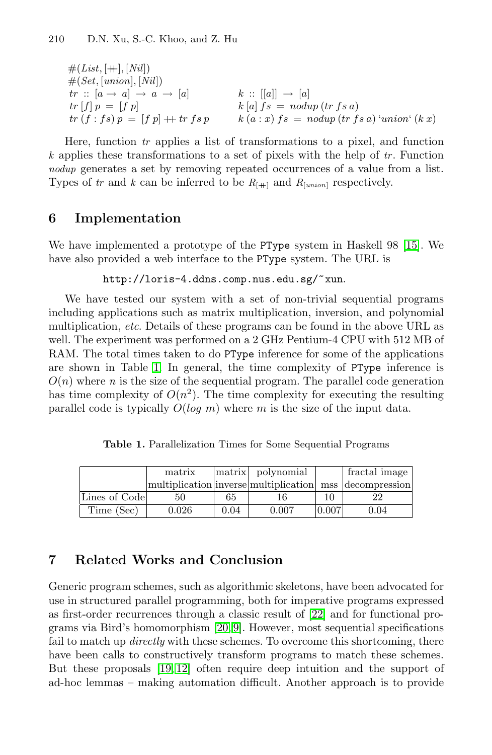$\#(List, [\mathbin{+\!\!+}], [Nil])$
$\#(Set, [union], [Nil])$

$$
\begin{array}{ll}
tr :: [a \to a] \to a \to [a] & k :: [[a]] \to [a] \\
tr\,[f]\,p = [f\,p] & k\,[a]\,fs = nodup\,(tr\,fs\,a) \\
tr\,(f : fs)\,p = [f\,p] \mathbin{+\!\!+} tr\,fs\,p & k\,(a : x)\,fs = nodup\,(tr\,fs\,a)\ \text{`}union\text{`}\ (k\,x)
\end{array}
$$

Here, function $tr$ applies a list of transformations to a pixel, and function $k$ applies these transformations to a set of pixels with the help of $tr$. Function *nodup* generates a set by removing repeated occurrences of a value from a list. Types of $tr$ and $k$ can be inferred to be $R_{[\mathbin{+\!\!+}]}$ and $R_{[union]}$ respectively.

## 6 Implementation

We have implemented a prototype of the PType system in Haskell 98 [15]. We have also provided a web interface to the PType system. The URL is

http://loris-4.ddns.comp.nus.edu.sg/~xun.

We have tested our system with a set of non-trivial sequential programs including applications such as matrix multiplication, inversion, and polynomial multiplication, *etc*. Details of these programs can be found in the above URL as well. The experiment was performed on a 2 GHz Pentium-4 CPU with 512 MB of RAM. The total times taken to do PType inference for some of the applications are shown in Table 1. In general, the time complexity of PType inference is $O(n)$ where $n$ is the size of the sequential program. The parallel code generation has time complexity of $O(n^2)$. The time complexity for executing the resulting parallel code is typically $O(log\ m)$ where $m$ is the size of the input data.

**Table 1.** Parallelization Times for Some Sequential Programs

| | matrix multiplication | matrix inverse | polynomial multiplication | mss | fractal image decompression |
|---|---|---|---|---|---|
| Lines of Code | 50 | 65 | 16 | 10 | 22 |
| Time (Sec) | 0.026 | 0.04 | 0.007 | 0.007 | 0.04 |

## 7 Related Works and Conclusion

Generic program schemes, such as algorithmic skeletons, have been advocated for use in structured parallel programming, both for imperative programs expressed as first-order recurrences through a classic result of [22] and for functional programs via Bird's homomorphism [20,9]. However, most sequential specifications fail to match up *directly* with these schemes. To overcome this shortcoming, there have been calls to constructively transform programs to match these schemes. But these proposals [19,12] often require deep intuition and the support of ad-hoc lemmas – making automation difficult. Another approach is to provide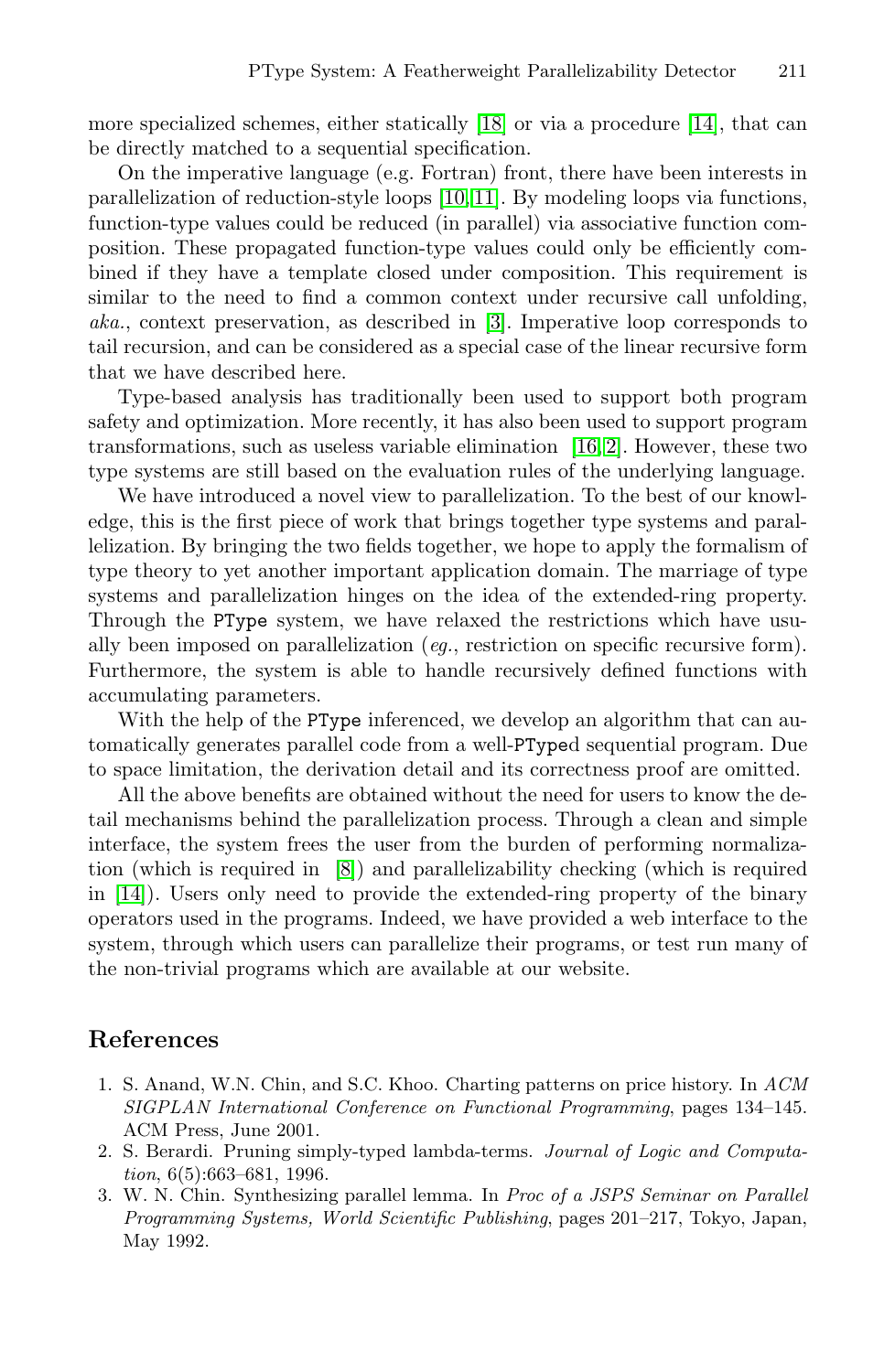more specialized schemes, either statically [18] or via a procedure [14], that can be directly matched to a sequential specification.

On the imperative language (e.g. Fortran) front, there have been interests in parallelization of reduction-style loops [10,11]. By modeling loops via functions, function-type values could be reduced (in parallel) via associative function composition. These propagated function-type values could only be efficiently combined if they have a template closed under composition. This requirement is similar to the need to find a common context under recursive call unfolding, *aka.*, context preservation, as described in [3]. Imperative loop corresponds to tail recursion, and can be considered as a special case of the linear recursive form that we have described here.

Type-based analysis has traditionally been used to support both program safety and optimization. More recently, it has also been used to support program transformations, such as useless variable elimination [16,2]. However, these two type systems are still based on the evaluation rules of the underlying language.

We have introduced a novel view to parallelization. To the best of our knowledge, this is the first piece of work that brings together type systems and parallelization. By bringing the two fields together, we hope to apply the formalism of type theory to yet another important application domain. The marriage of type systems and parallelization hinges on the idea of the extended-ring property. Through the `PType` system, we have relaxed the restrictions which have usually been imposed on parallelization (*eg.*, restriction on specific recursive form). Furthermore, the system is able to handle recursively defined functions with accumulating parameters.

With the help of the `PType` inferenced, we develop an algorithm that can automatically generates parallel code from a well-`PType`d sequential program. Due to space limitation, the derivation detail and its correctness proof are omitted.

All the above benefits are obtained without the need for users to know the detail mechanisms behind the parallelization process. Through a clean and simple interface, the system frees the user from the burden of performing normalization (which is required in [8]) and parallelizability checking (which is required in [14]). Users only need to provide the extended-ring property of the binary operators used in the programs. Indeed, we have provided a web interface to the system, through which users can parallelize their programs, or test run many of the non-trivial programs which are available at our website.

## References

1. S. Anand, W.N. Chin, and S.C. Khoo. Charting patterns on price history. In *ACM SIGPLAN International Conference on Functional Programming*, pages 134–145. ACM Press, June 2001.
2. S. Berardi. Pruning simply-typed lambda-terms. *Journal of Logic and Computation*, 6(5):663–681, 1996.
3. W. N. Chin. Synthesizing parallel lemma. In *Proc of a JSPS Seminar on Parallel Programming Systems, World Scientific Publishing*, pages 201–217, Tokyo, Japan, May 1992.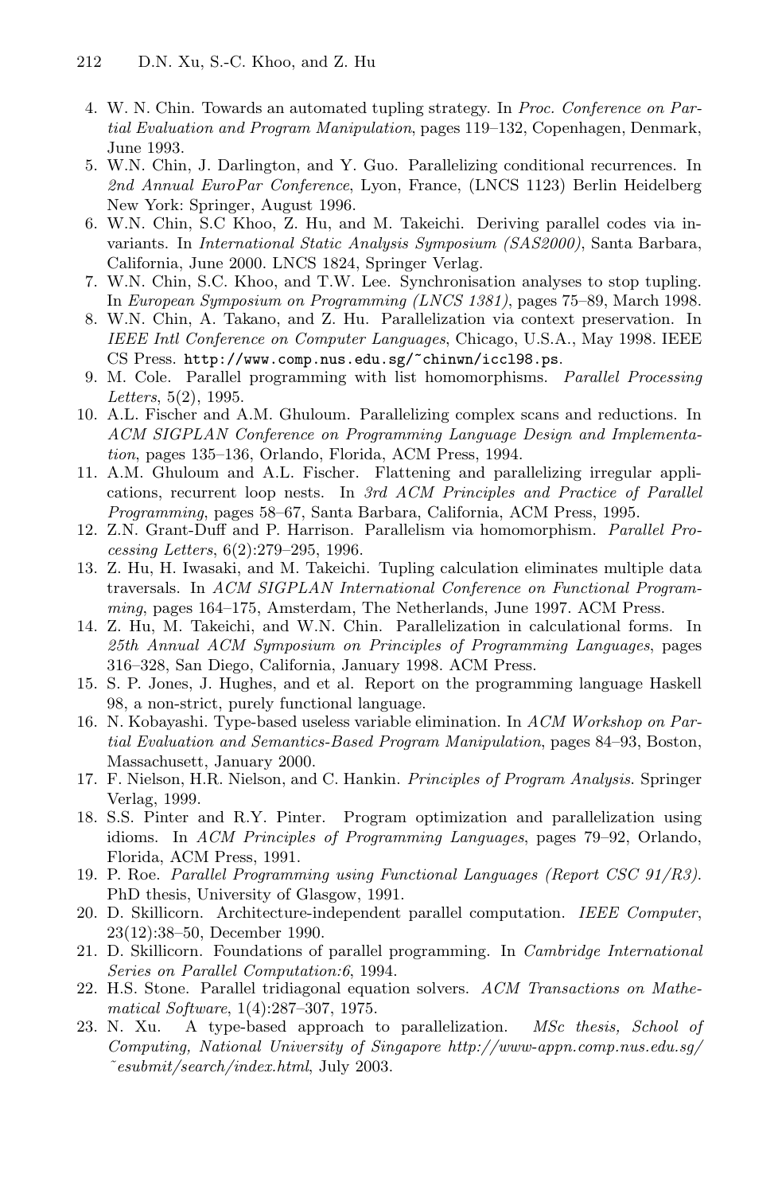4. W. N. Chin. Towards an automated tupling strategy. In *Proc. Conference on Partial Evaluation and Program Manipulation*, pages 119–132, Copenhagen, Denmark, June 1993.
5. W.N. Chin, J. Darlington, and Y. Guo. Parallelizing conditional recurrences. In *2nd Annual EuroPar Conference*, Lyon, France, (LNCS 1123) Berlin Heidelberg New York: Springer, August 1996.
6. W.N. Chin, S.C Khoo, Z. Hu, and M. Takeichi. Deriving parallel codes via invariants. In *International Static Analysis Symposium (SAS2000)*, Santa Barbara, California, June 2000. LNCS 1824, Springer Verlag.
7. W.N. Chin, S.C. Khoo, and T.W. Lee. Synchronisation analyses to stop tupling. In *European Symposium on Programming (LNCS 1381)*, pages 75–89, March 1998.
8. W.N. Chin, A. Takano, and Z. Hu. Parallelization via context preservation. In *IEEE Intl Conference on Computer Languages*, Chicago, U.S.A., May 1998. IEEE CS Press. `http://www.comp.nus.edu.sg/~chinwn/iccl98.ps`.
9. M. Cole. Parallel programming with list homomorphisms. *Parallel Processing Letters*, 5(2), 1995.
10. A.L. Fischer and A.M. Ghuloum. Parallelizing complex scans and reductions. In *ACM SIGPLAN Conference on Programming Language Design and Implementation*, pages 135–136, Orlando, Florida, ACM Press, 1994.
11. A.M. Ghuloum and A.L. Fischer. Flattening and parallelizing irregular applications, recurrent loop nests. In *3rd ACM Principles and Practice of Parallel Programming*, pages 58–67, Santa Barbara, California, ACM Press, 1995.
12. Z.N. Grant-Duff and P. Harrison. Parallelism via homomorphism. *Parallel Processing Letters*, 6(2):279–295, 1996.
13. Z. Hu, H. Iwasaki, and M. Takeichi. Tupling calculation eliminates multiple data traversals. In *ACM SIGPLAN International Conference on Functional Programming*, pages 164–175, Amsterdam, The Netherlands, June 1997. ACM Press.
14. Z. Hu, M. Takeichi, and W.N. Chin. Parallelization in calculational forms. In *25th Annual ACM Symposium on Principles of Programming Languages*, pages 316–328, San Diego, California, January 1998. ACM Press.
15. S. P. Jones, J. Hughes, and et al. Report on the programming language Haskell 98, a non-strict, purely functional language.
16. N. Kobayashi. Type-based useless variable elimination. In *ACM Workshop on Partial Evaluation and Semantics-Based Program Manipulation*, pages 84–93, Boston, Massachusett, January 2000.
17. F. Nielson, H.R. Nielson, and C. Hankin. *Principles of Program Analysis*. Springer Verlag, 1999.
18. S.S. Pinter and R.Y. Pinter. Program optimization and parallelization using idioms. In *ACM Principles of Programming Languages*, pages 79–92, Orlando, Florida, ACM Press, 1991.
19. P. Roe. *Parallel Programming using Functional Languages (Report CSC 91/R3)*. PhD thesis, University of Glasgow, 1991.
20. D. Skillicorn. Architecture-independent parallel computation. *IEEE Computer*, 23(12):38–50, December 1990.
21. D. Skillicorn. Foundations of parallel programming. In *Cambridge International Series on Parallel Computation:6*, 1994.
22. H.S. Stone. Parallel tridiagonal equation solvers. *ACM Transactions on Mathematical Software*, 1(4):287–307, 1975.
23. N. Xu. A type-based approach to parallelization. *MSc thesis, School of Computing, National University of Singapore http://www-appn.comp.nus.edu.sg/~esubmit/search/index.html*, July 2003.